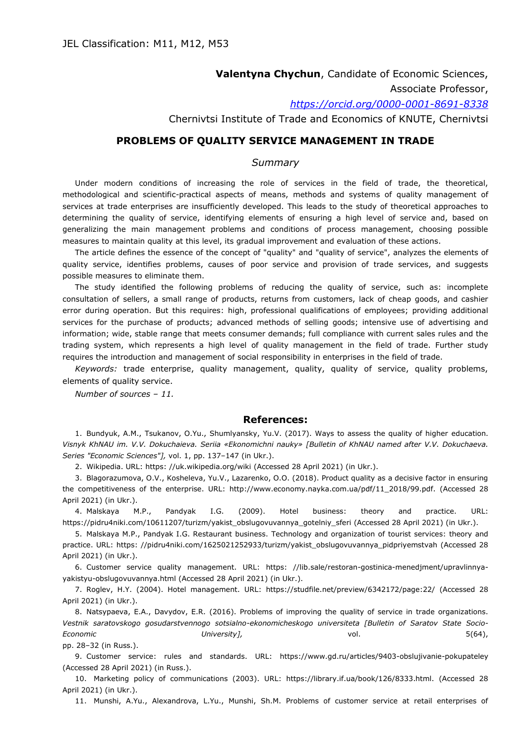JEL Classification: M11, M12, M53

**Valentyna Chychun**, Candidate of Economic Sciences,
Associate Professor,
*https://orcid.org/0000-0001-8691-8338*
Chernivtsi Institute of Trade and Economics of KNUTE, Chernivtsi

## PROBLEMS OF QUALITY SERVICE MANAGEMENT IN TRADE

### *Summary*

Under modern conditions of increasing the role of services in the field of trade, the theoretical, methodological and scientific-practical aspects of means, methods and systems of quality management of services at trade enterprises are insufficiently developed. This leads to the study of theoretical approaches to determining the quality of service, identifying elements of ensuring a high level of service and, based on generalizing the main management problems and conditions of process management, choosing possible measures to maintain quality at this level, its gradual improvement and evaluation of these actions.

The article defines the essence of the concept of "quality" and "quality of service", analyzes the elements of quality service, identifies problems, causes of poor service and provision of trade services, and suggests possible measures to eliminate them.

The study identified the following problems of reducing the quality of service, such as: incomplete consultation of sellers, a small range of products, returns from customers, lack of cheap goods, and cashier error during operation. But this requires: high, professional qualifications of employees; providing additional services for the purchase of products; advanced methods of selling goods; intensive use of advertising and information; wide, stable range that meets consumer demands; full compliance with current sales rules and the trading system, which represents a high level of quality management in the field of trade. Further study requires the introduction and management of social responsibility in enterprises in the field of trade.

*Keywords:* trade enterprise, quality management, quality, quality of service, quality problems, elements of quality service.

*Number of sources – 11.*

### References:

1. Bundyuk, A.M., Tsukanov, O.Yu., Shumlyansky, Yu.V. (2017). Ways to assess the quality of higher education. *Visnyk KhNAU im. V.V. Dokuchaieva. Seriia «Ekonomichni nauky» [Bulletin of KhNAU named after V.V. Dokuchaeva. Series "Economic Sciences"],* vol. 1, pp. 137–147 (in Ukr.).
2. Wikipedia. URL: https: //uk.wikipedia.org/wiki (Accessed 28 April 2021) (in Ukr.).
3. Blagorazumova, O.V., Kosheleva, Yu.V., Lazarenko, O.O. (2018). Product quality as a decisive factor in ensuring the competitiveness of the enterprise. URL: http://www.economy.nayka.com.ua/pdf/11_2018/99.pdf. (Accessed 28 April 2021) (in Ukr.).
4. Malskaya M.P., Pandyak I.G. (2009). Hotel business: theory and practice. URL: https://pidru4niki.com/10611207/turizm/yakist_obslugovuvannya_gotelniy_sferi (Accessed 28 April 2021) (in Ukr.).
5. Malskaya M.P., Pandyak I.G. Restaurant business. Technology and organization of tourist services: theory and practice. URL: https: //pidru4niki.com/1625021252933/turizm/yakist_obslugovuvannya_pidpriyemstvah (Accessed 28 April 2021) (in Ukr.).
6. Customer service quality management. URL: https: //lib.sale/restoran-gostinica-menedjment/upravlinnya-yakistyu-obslugovuvannya.html (Accessed 28 April 2021) (in Ukr.).
7. Roglev, H.Y. (2004). Hotel management. URL: https://studfile.net/preview/6342172/page:22/ (Accessed 28 April 2021) (in Ukr.).
8. Natsypaeva, E.A., Davydov, E.R. (2016). Problems of improving the quality of service in trade organizations. *Vestnik saratovskogo gosudarstvennogo sotsialno-ekonomicheskogo universiteta [Bulletin of Saratov State Socio-Economic University],* vol. 5(64), pp. 28–32 (in Russ.).
9. Customer service: rules and standards. URL: https://www.gd.ru/articles/9403-obslujivanie-pokupateley (Accessed 28 April 2021) (in Russ.).
10. Marketing policy of communications (2003). URL: https://library.if.ua/book/126/8333.html. (Accessed 28 April 2021) (in Ukr.).
11. Munshi, A.Yu., Alexandrova, L.Yu., Munshi, Sh.M. Problems of customer service at retail enterprises of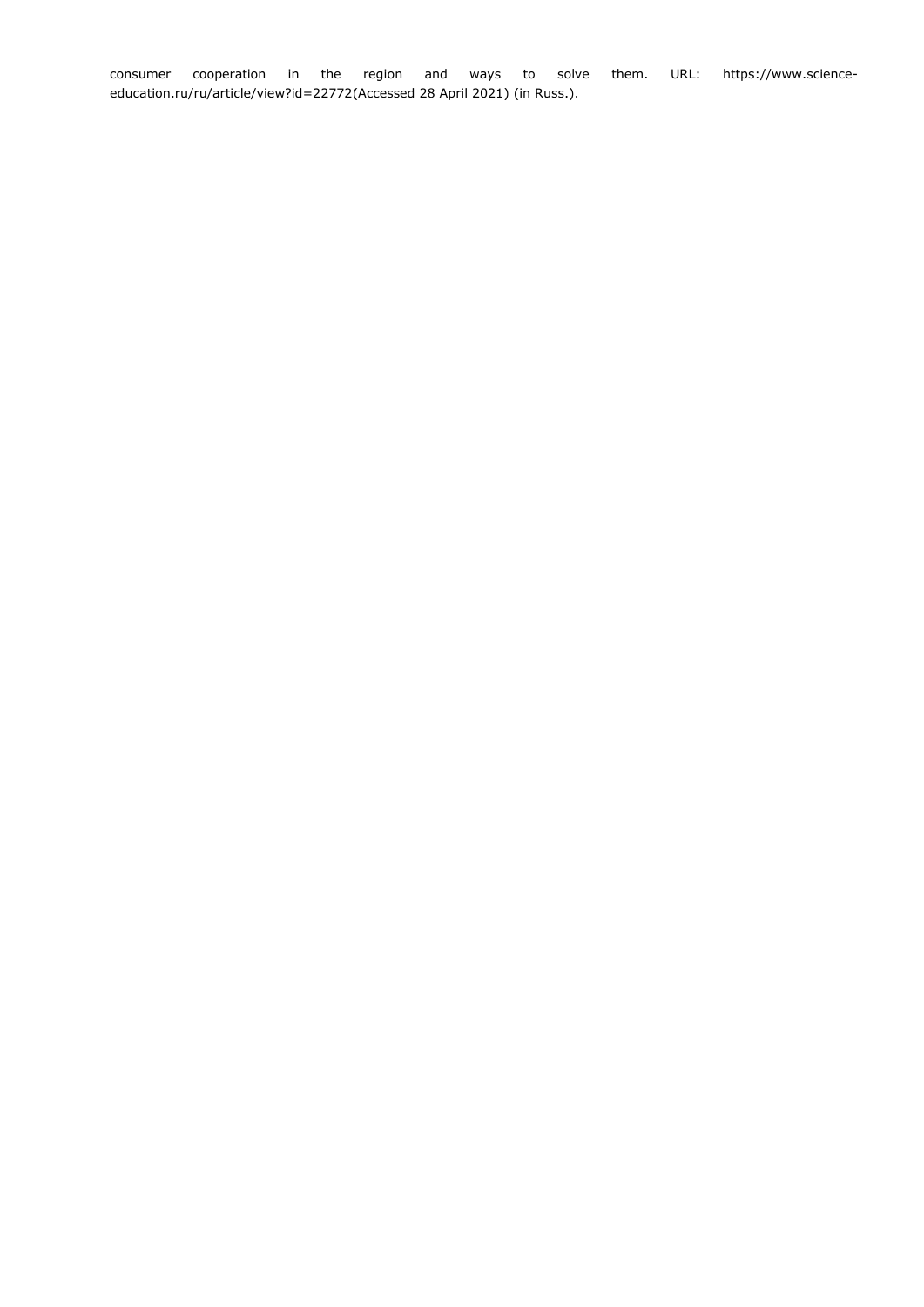consumer cooperation in the region and ways to solve them. URL: https://www.science-education.ru/ru/article/view?id=22772(Accessed 28 April 2021) (in Russ.).